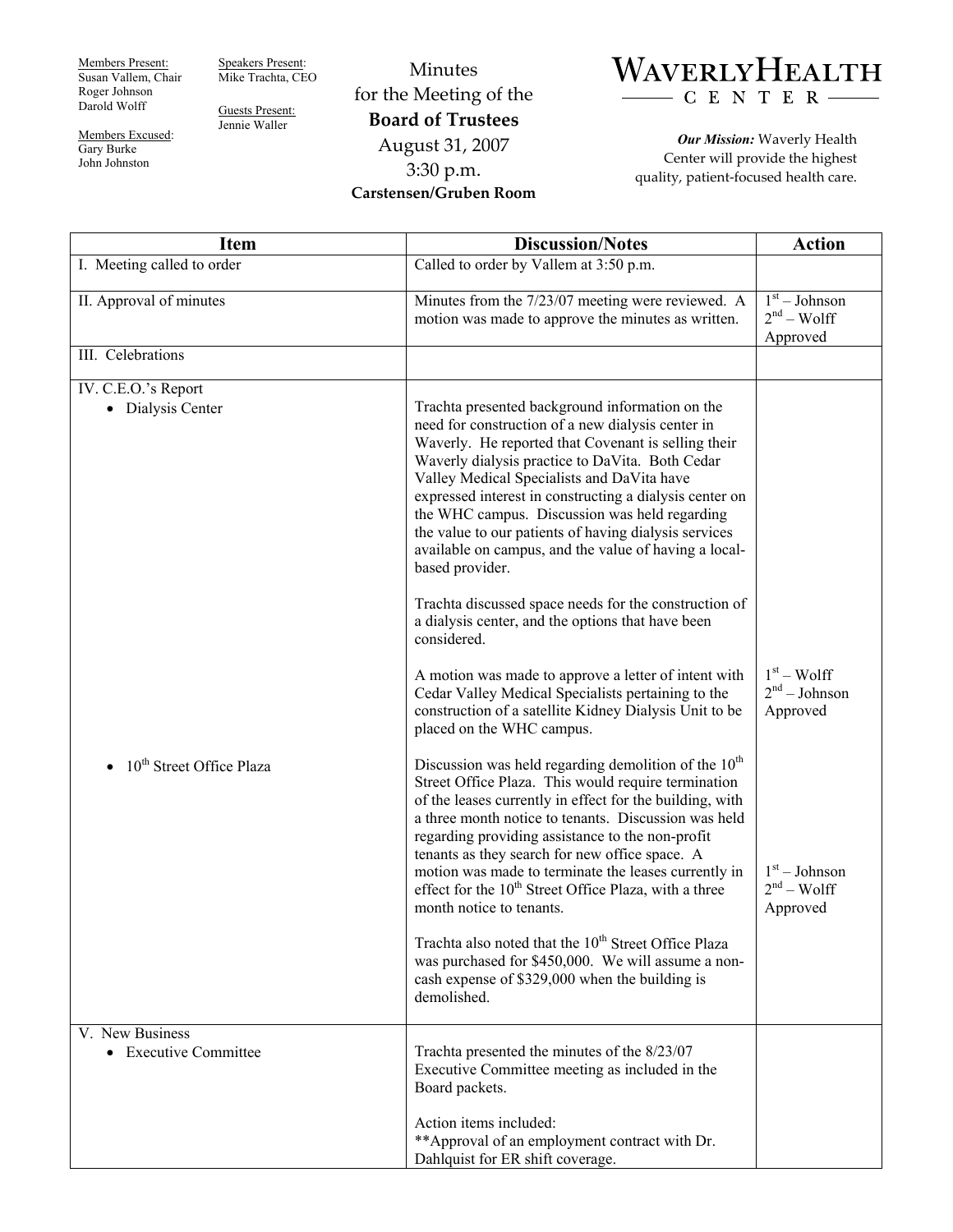Members Present:
Susan Vallem, Chair
Roger Johnson
Darold Wolff

Members Excused:
Gary Burke
John Johnston

Speakers Present:
Mike Trachta, CEO

Guests Present:
Jennie Waller

# Minutes for the Meeting of the **Board of Trustees**

August 31, 2007
3:30 p.m.
**Carstensen/Gruben Room**

**WAVERLY HEALTH CENTER**

***Our Mission:*** Waverly Health Center will provide the highest quality, patient-focused health care.

| Item | Discussion/Notes | Action |
|---|---|---|
| I. Meeting called to order | Called to order by Vallem at 3:50 p.m. | |
| II. Approval of minutes | Minutes from the 7/23/07 meeting were reviewed. A motion was made to approve the minutes as written. | 1st – Johnson<br>2nd – Wolff<br>Approved |
| III. Celebrations | | |
| IV. C.E.O.'s Report<br>• Dialysis Center | Trachta presented background information on the need for construction of a new dialysis center in Waverly. He reported that Covenant is selling their Waverly dialysis practice to DaVita. Both Cedar Valley Medical Specialists and DaVita have expressed interest in constructing a dialysis center on the WHC campus. Discussion was held regarding the value to our patients of having dialysis services available on campus, and the value of having a local-based provider.<br><br>Trachta discussed space needs for the construction of a dialysis center, and the options that have been considered.<br><br>A motion was made to approve a letter of intent with Cedar Valley Medical Specialists pertaining to the construction of a satellite Kidney Dialysis Unit to be placed on the WHC campus. | 1st – Wolff<br>2nd – Johnson<br>Approved |
| • 10th Street Office Plaza | Discussion was held regarding demolition of the 10th Street Office Plaza. This would require termination of the leases currently in effect for the building, with a three month notice to tenants. Discussion was held regarding providing assistance to the non-profit tenants as they search for new office space. A motion was made to terminate the leases currently in effect for the 10th Street Office Plaza, with a three month notice to tenants.<br><br>Trachta also noted that the 10th Street Office Plaza was purchased for $450,000. We will assume a non-cash expense of $329,000 when the building is demolished. | 1st – Johnson<br>2nd – Wolff<br>Approved |
| V. New Business<br>• Executive Committee | Trachta presented the minutes of the 8/23/07 Executive Committee meeting as included in the Board packets.<br><br>Action items included:<br>**Approval of an employment contract with Dr. Dahlquist for ER shift coverage. | |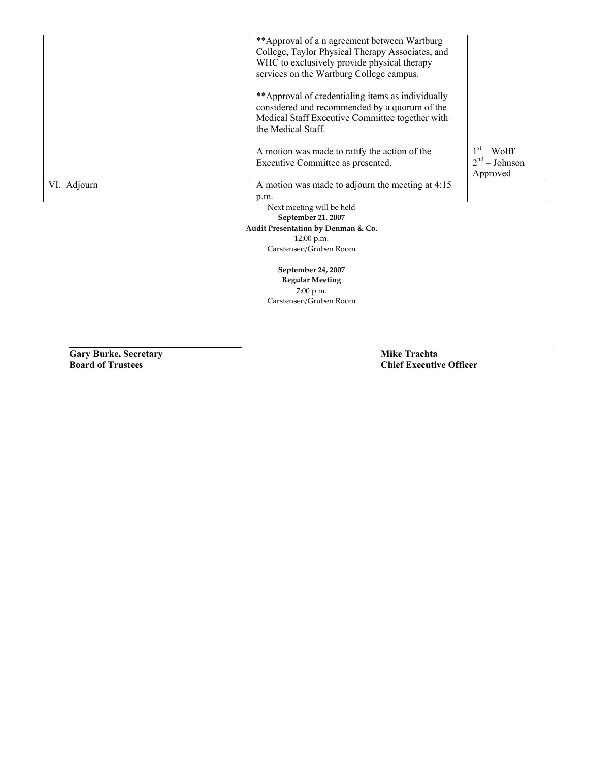| | | |
|---|---|---|
| | **Approval of a n agreement between Wartburg College, Taylor Physical Therapy Associates, and WHC to exclusively provide physical therapy services on the Wartburg College campus.<br><br>**Approval of credentialing items as individually considered and recommended by a quorum of the Medical Staff Executive Committee together with the Medical Staff.<br><br>A motion was made to ratify the action of the Executive Committee as presented. | 1st – Wolff<br>2nd – Johnson<br>Approved |
| VI. Adjourn | A motion was made to adjourn the meeting at 4:15 p.m. | |

Next meeting will be held
**September 21, 2007**
**Audit Presentation by Denman & Co.**
12:00 p.m.
Carstensen/Gruben Room

**September 24, 2007**
**Regular Meeting**
7:00 p.m.
Carstensen/Gruben Room

**Gary Burke, Secretary**
**Board of Trustees**

**Mike Trachta**
**Chief Executive Officer**